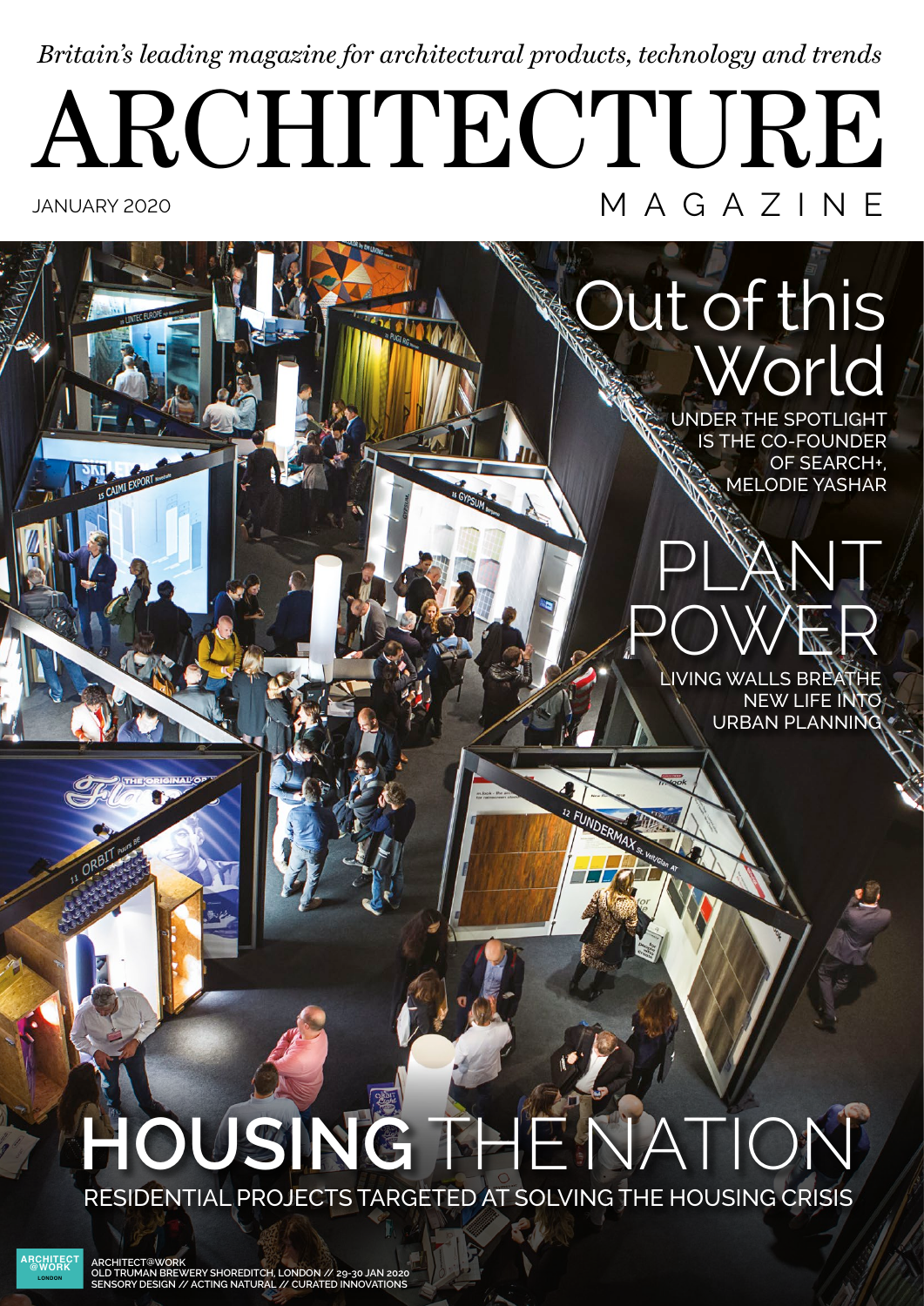*Britain's leading magazine for architectural products, technology and trends*

# ARCHITECTURE MAGAZINE

JANUARY 2020

## Out of this World

UNDER THE SPOTLIGHT IS THE CO-FOUNDER OF SEARCH+, MELODIE YASHAR

## PLANT POWER

LIVING WALLS BREATHE NEW LIFE INTO URBAN PLANNING

## HOUSING THE NATION

RESIDENTIAL PROJECTS TARGETED AT SOLVING THE HOUSING CRISIS

ARCHITECT@WORK LONDON

ARCHITECT@WORK
OLD TRUMAN BREWERY SHOREDITCH, LONDON // 29-30 JAN 2020
SENSORY DESIGN // ACTING NATURAL // CURATED INNOVATIONS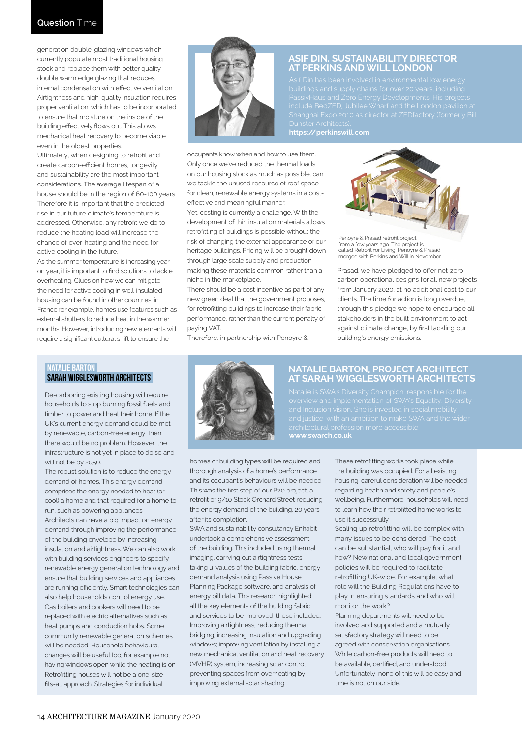generation double-glazing windows which currently populate most traditional housing stock and replace them with better quality double warm edge glazing that reduces internal condensation with effective ventilation. Airtightness and high-quality insulation requires proper ventilation, which has to be incorporated to ensure that moisture on the inside of the building effectively flows out. This allows mechanical heat recovery to become viable even in the oldest properties.

Ultimately, when designing to retrofit and create carbon-efficient homes, longevity and sustainability are the most important considerations. The average lifespan of a house should be in the region of 60-100 years. Therefore it is important that the predicted rise in our future climate's temperature is addressed. Otherwise, any retrofit we do to reduce the heating load will increase the chance of over-heating and the need for active cooling in the future.

As the summer temperature is increasing year on year, it is important to find solutions to tackle overheating. Clues on how we can mitigate the need for active cooling in well-insulated housing can be found in other countries, in France for example, homes use features such as external shutters to reduce heat in the warmer months. However, introducing new elements will require a significant cultural shift to ensure the occupants know when and how to use them.

Only once we've reduced the thermal loads on our housing stock as much as possible, can we tackle the unused resource of roof space for clean, renewable energy systems in a cost-effective and meaningful manner.

Yet, costing is currently a challenge. With the development of thin insulation materials allows retrofitting of buildings is possible without the risk of changing the external appearance of our heritage buildings. Pricing will be brought down through large scale supply and production making these materials common rather than a niche in the marketplace.

There should be a cost incentive as part of any new green deal that the government proposes, for retrofitting buildings to increase their fabric performance, rather than the current penalty of paying VAT.

Therefore, in partnership with Penoyre & Prasad, we have pledged to offer net-zero carbon operational designs for all new projects from January 2020, at no additional cost to our clients. The time for action is long overdue, through this pledge we hope to encourage all stakeholders in the built environment to act against climate change, by first tackling our building's energy emissions.

## ASIF DIN, SUSTAINABILITY DIRECTOR AT PERKINS AND WILL LONDON

Asif Din has been involved in environmental low energy buildings and supply chains for over 20 years, including PassivHaus and Zero Energy Developments. His projects include BedZED, Jubilee Wharf and the London pavilion at Shanghai Expo 2010 as director at ZEDfactory (formerly Bill Dunster Architects).

**https://perkinswill.com**

Penoyre & Prasad retrofit project from a few years ago. The project is called Retrofit for Living. Penoyre & Prasad merged with Perkins and Will in November

## NATALIE BARTON SARAH WIGGLESWORTH ARCHITECTS

De-carboning existing housing will require households to stop burning fossil fuels and timber to power and heat their home. If the UK's current energy demand could be met by renewable, carbon-free energy, then there would be no problem. However, the infrastructure is not yet in place to do so and will not be by 2050.

The robust solution is to reduce the energy demand of homes. This energy demand comprises the energy needed to heat (or cool) a home and that required for a home to run, such as powering appliances.

Architects can have a big impact on energy demand through improving the performance of the building envelope by increasing insulation and airtightness. We can also work with building services engineers to specify renewable energy generation technology and ensure that building services and appliances are running efficiently. Smart technologies can also help households control energy use. Gas boilers and cookers will need to be replaced with electric alternatives such as heat pumps and conduction hobs. Some community renewable generation schemes will be needed. Household behavioural changes will be useful too, for example not having windows open while the heating is on.

Retrofitting houses will not be a one-size-fits-all approach. Strategies for individual homes or building types will be required and thorough analysis of a home's performance and its occupant's behaviours will be needed. This was the first step of our R20 project, a retrofit of 9/10 Stock Orchard Street reducing the energy demand of the building, 20 years after its completion.

SWA and sustainability consultancy Enhabit undertook a comprehensive assessment of the building. This included using thermal imaging, carrying out airtightness tests, taking u-values of the building fabric, energy demand analysis using Passive House Planning Package software, and analysis of energy bill data. This research highlighted all the key elements of the building fabric and services to be improved, these included: Improving airtightness; reducing thermal bridging, increasing insulation and upgrading windows; improving ventilation by installing a new mechanical ventilation and heat recovery (MVHR) system, increasing solar control preventing spaces from overheating by improving external solar shading.

These retrofitting works took place while the building was occupied. For all existing housing, careful consideration will be needed regarding health and safety and people's wellbeing. Furthermore, households will need to learn how their retrofitted home works to use it successfully.

Scaling up retrofitting will be complex with many issues to be considered. The cost can be substantial, who will pay for it and how? New national and local government policies will be required to facilitate retrofitting UK-wide. For example, what role will the Building Regulations have to play in ensuring standards and who will monitor the work?

Planning departments will need to be involved and supported and a mutually satisfactory strategy will need to be agreed with conservation organisations. While carbon-free products will need to be available, certified, and understood. Unfortunately, none of this will be easy and time is not on our side.

## NATALIE BARTON, PROJECT ARCHITECT AT SARAH WIGGLESWORTH ARCHITECTS

Natalie is SWA's Diversity Champion, responsible for the overview and implementation of SWA's Equality, Diversity and Inclusion vision. She is invested in social mobility and justice, with an ambition to make SWA and the wider architectural profession more accessible.

**www.swarch.co.uk**